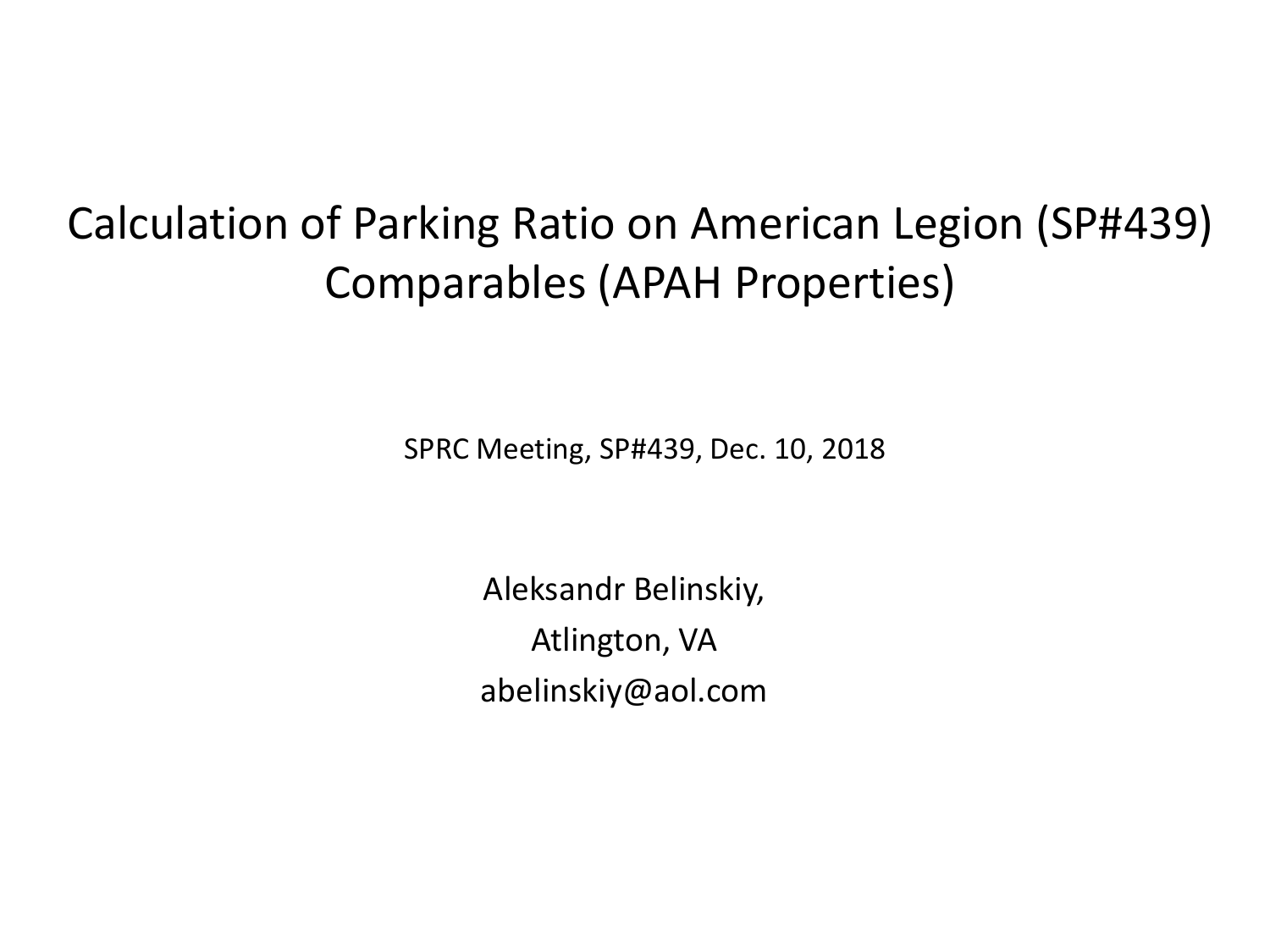# Calculation of Parking Ratio on American Legion (SP#439) Comparables (APAH Properties)

SPRC Meeting, SP#439, Dec. 10, 2018

Aleksandr Belinskiy,

Atlington, VA

abelinskiy@aol.com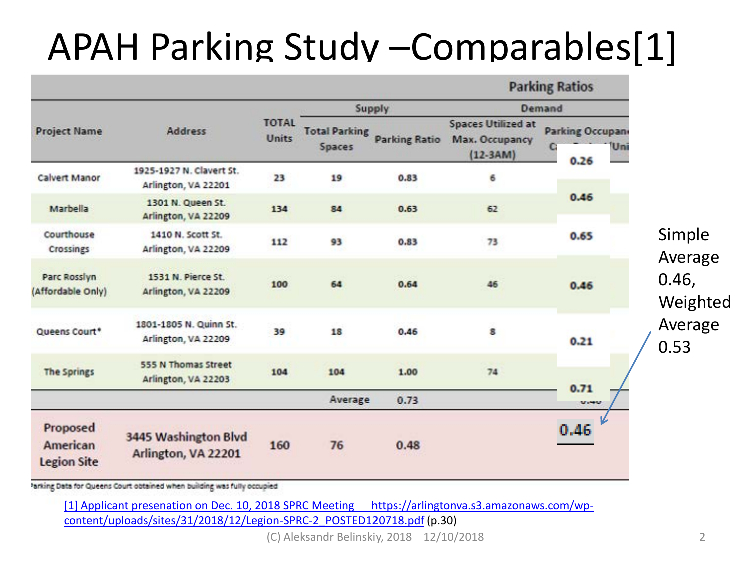# APAH Parking Study –Comparables[1]

| | | | Parking Ratios | | | |
|---|---|---|---|---|---|---|
| | | | Supply | | Demand | |
| Project Name | Address | TOTAL Units | Total Parking Spaces | Parking Ratio | Spaces Utilized at Max. Occupancy (12-3AM) | Parking Occupancy C... /Uni... |
| Calvert Manor | 1925-1927 N. Clavert St. Arlington, VA 22201 | 23 | 19 | 0.83 | 6 | 0.26 |
| Marbella | 1301 N. Queen St. Arlington, VA 22209 | 134 | 84 | 0.63 | 62 | 0.46 |
| Courthouse Crossings | 1410 N. Scott St. Arlington, VA 22209 | 112 | 93 | 0.83 | 73 | 0.65 |
| Parc Rosslyn (Affordable Only) | 1531 N. Pierce St. Arlington, VA 22209 | 100 | 64 | 0.64 | 46 | 0.46 |
| Queens Court* | 1801-1805 N. Quinn St. Arlington, VA 22209 | 39 | 18 | 0.46 | 8 | 0.21 |
| The Springs | 555 N Thomas Street Arlington, VA 22203 | 104 | 104 | 1.00 | 74 | 0.71 |
| | | | Average | 0.73 | | |
| Proposed American Legion Site | 3445 Washington Blvd Arlington, VA 22201 | 160 | 76 | 0.48 | | 0.46 |

*Parking Data for Queens Court obtained when building was fully occupied

Simple Average 0.46, Weighted Average 0.53

[1] Applicant presenation on Dec. 10, 2018 SPRC Meeting https://arlingtonva.s3.amazonaws.com/wp-content/uploads/sites/31/2018/12/Legion-SPRC-2_POSTED120718.pdf (p.30)

(C) Aleksandr Belinskiy, 2018 12/10/2018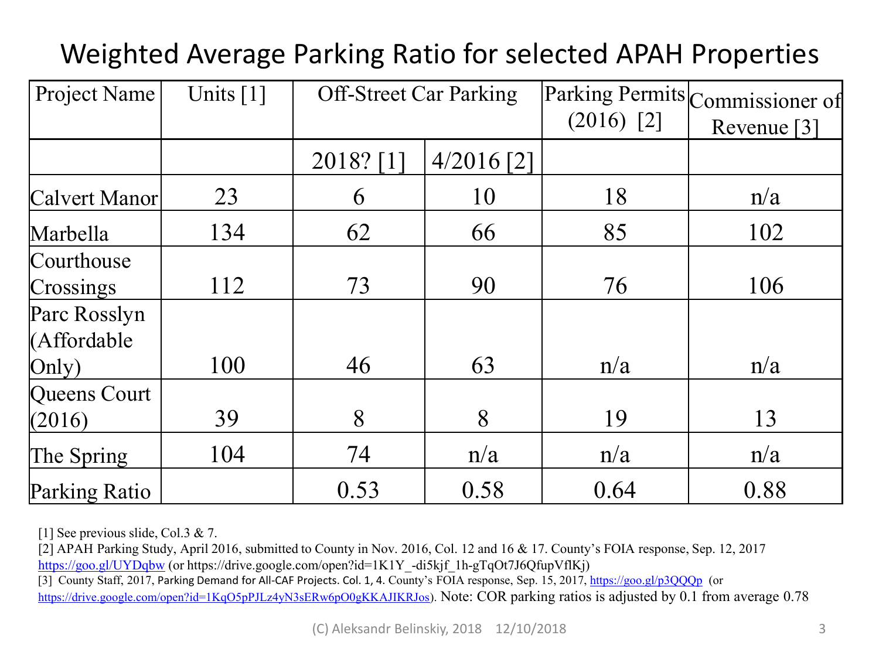# Weighted Average Parking Ratio for selected APAH Properties

| Project Name | Units [1] | Off-Street Car Parking | | Parking Permits (2016) [2] | Commissioner of Revenue [3] |
|---|---|---|---|---|---|
| | | 2018? [1] | 4/2016 [2] | | |
| Calvert Manor | 23 | 6 | 10 | 18 | n/a |
| Marbella | 134 | 62 | 66 | 85 | 102 |
| Courthouse Crossings | 112 | 73 | 90 | 76 | 106 |
| Parc Rosslyn (Affordable Only) | 100 | 46 | 63 | n/a | n/a |
| Queens Court (2016) | 39 | 8 | 8 | 19 | 13 |
| The Spring | 104 | 74 | n/a | n/a | n/a |
| Parking Ratio | | 0.53 | 0.58 | 0.64 | 0.88 |

[1] See previous slide, Col.3 & 7.

[2] APAH Parking Study, April 2016, submitted to County in Nov. 2016, Col. 12 and 16 & 17. County's FOIA response, Sep. 12, 2017 https://goo.gl/UYDqbw (or https://drive.google.com/open?id=1K1Y_-di5kjf_1h-gTqOt7J6QfupVflKj)

[3] County Staff, 2017, Parking Demand for All-CAF Projects. Col. 1, 4. County's FOIA response, Sep. 15, 2017, https://goo.gl/p3QQQp (or https://drive.google.com/open?id=1KqO5pPJLz4yN3sERw6pO0gKKAJIKRJos). Note: COR parking ratios is adjusted by 0.1 from average 0.78

(C) Aleksandr Belinskiy, 2018 12/10/2018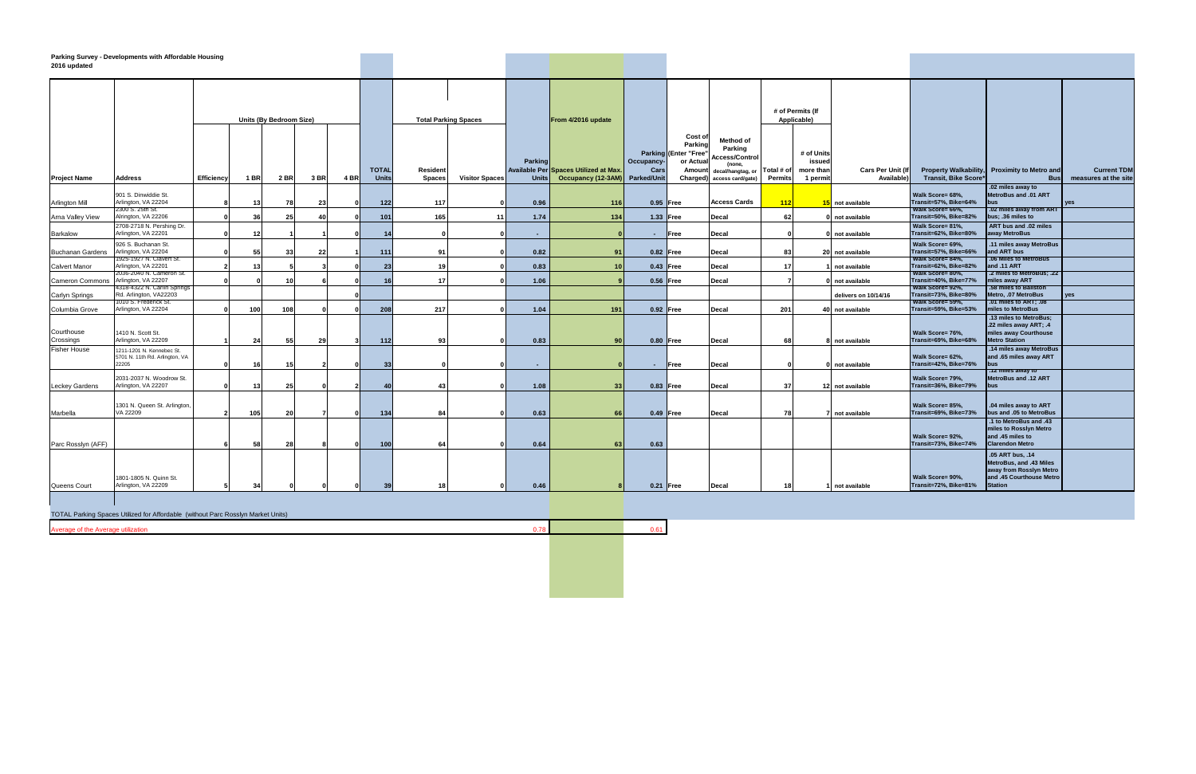**Parking Survey - Developments with Affordable Housing**
**2016 updated**

| Project Name | Address | Units (By Bedroom Size) Efficiency | 1 BR | 2 BR | 3 BR | 4 BR | TOTAL Units | Total Parking Spaces Resident Spaces | Visitor Spaces | Parking Available Per Units | From 4/2016 update Spaces Utilized at Max. Occupancy (12-3AM) | Occupancy-Cars Parked/Unit | Cost of Parking (Enter "Free" or Actual Amount Charged) | Method of Parking Access/Control (none, decal/hangtag, or access card/gate) | # of Permits (If Applicable) Total # of Permits | # of Units issued more than 1 permit | Cars Per Unit (If Available) | Property Walkability, Transit, Bike Score* | Proximity to Metro and Bus | Current TDM measures at the site |
|---|---|---|---|---|---|---|---|---|---|---|---|---|---|---|---|---|---|---|---|---|
| Arlington Mill | 901 S. Dinwiddie St. Arlington, VA 22204 | 8 | 13 | 78 | 23 | 0 | 122 | 117 | 0 | 0.96 | 116 | 0.95 | Free | Access Cards | 112 | 15 | not available | Walk Score= 68%, Transit=57%, Bike=64% | .02 miles away to MetroBus and .01 ART bus | yes |
| Arna Valley View | 2300 S. 25th St. Arlington, VA 22206 | 0 | 36 | 25 | 40 | 0 | 101 | 165 | 11 | 1.74 | 134 | 1.33 | Free | Decal | 62 | 0 | not available | Walk Score= 66%, Transit=50%, Bike=82% | .02 miles away from ART bus; .36 mile to | |
| Barkalow | 2708-2718 N. Pershing Dr. Arlington, VA 22201 | 0 | 12 | 1 | 1 | 0 | 14 | 0 | 0 | - | 0 | - | Free | Decal | 0 | 0 | not available | Walk Score= 81%, Transit=62%, Bike=80% | ART bus and .02 miles away MetroBus | |
| Buchanan Gardens | 926 S. Buchanan St. Arlington, VA 22204 | 0 | 55 | 33 | 22 | 1 | 111 | 91 | 0 | 0.82 | 91 | 0.82 | Free | Decal | 83 | 20 | not available | Walk Score= 69%, Transit=57%, Bike=66% | .11 miles away MetroBus and ART bus | |
| Calvert Manor | 1925-1927 N. Calvert St. Arlington, VA 22201 | 2 | 13 | 5 | 3 | 0 | 23 | 19 | 0 | 0.83 | 10 | 0.43 | Free | Decal | 17 | 1 | not available | Walk Score= 84%, Transit=62%, Bike=82% | .06 miles to MetroBus and .11 ART | |
| Cameron Commons | 2036-2040 N. Cameron St. Arlington, VA 22207 | 0 | 0 | 10 | 6 | 0 | 16 | 17 | 0 | 1.06 | 9 | 0.56 | Free | Decal | 7 | 0 | not available | Walk Score= 80%, Transit=40%, Bike=77% | .2 miles to MetroBus; .22 miles away ART | |
| Carlyn Springs | 4318-4322 N. Carlin Springs Rd. Arlington, VA22203 | | | | | 0 | | | | | | | | | | | delivers on 10/14/16 | Walk Score= 92%, Transit=73%, Bike=80% | .58 miles to Ballston Metro, .07 MetroBus | yes |
| Columbia Grove | 1010 S. Frederick St. Arlington, VA 22204 | 0 | 100 | 108 | 0 | 0 | 208 | 217 | 0 | 1.04 | 191 | 0.92 | Free | Decal | 201 | 40 | not available | Walk Score= 59%, Transit=59%, Bike=53% | .01 miles to ART; .08 miles to MetroBus | |
| Courthouse Crossings | 1410 N. Scott St. Arlington, VA 22209 | 1 | 24 | 55 | 29 | 3 | 112 | 93 | 0 | 0.83 | 90 | 0.80 | Free | Decal | 68 | 8 | not available | Walk Score= 76%, Transit=69%, Bike=68% | .13 miles to MetroBus; .22 miles away ART; .4 miles away Courthouse Metro Station | |
| Fisher House | 1211-1201 N. Kennebec St. 5701 N. 11th Rd. Arlington, VA 22205 | 0 | 16 | 15 | 2 | 0 | 33 | 0 | 0 | - | 0 | - | Free | Decal | 0 | 0 | not available | Walk Score= 62%, Transit=42%, Bike=76% | .14 miles away MetroBus and .65 miles away ART bus | |
| Leckey Gardens | 2031-2037 N. Woodrow St. Arlington, VA 22207 | 0 | 13 | 25 | 0 | 2 | 40 | 43 | 0 | 1.08 | 33 | 0.83 | Free | Decal | 37 | 12 | not available | Walk Score= 79%, Transit=36%, Bike=79% | .12 miles away to MetroBus and .12 ART bus | |
| Marbella | 1301 N. Queen St. Arlington, VA 22209 | 2 | 105 | 20 | 7 | 0 | 134 | 84 | 0 | 0.63 | 66 | 0.49 | Free | Decal | 78 | 7 | not available | Walk Score= 85%, Transit=69%, Bike=73% | .04 miles away to ART bus and .05 to MetroBus | |
| Parc Rosslyn (AFF) | | 6 | 58 | 28 | 8 | 0 | 100 | 64 | 0 | 0.64 | 63 | 0.63 | | | | | | Walk Score= 92%, Transit=73%, Bike=74% | .1 to MetroBus and .43 miles to Rosslyn Metro and .45 miles to Clarendon Metro | |
| Queens Court | 1801-1805 N. Quinn St. Arlington, VA 22209 | 5 | 34 | 0 | 0 | 0 | 39 | 18 | 0 | 0.46 | 8 | 0.21 | Free | Decal | 18 | 1 | not available | Walk Score= 90%, Transit=72%, Bike=81% | .05 ART bus, .14 MetroBus, and .43 Miles away from Rosslyn Metro and .45 Courthouse Metro Station | |

TOTAL Parking Spaces Utilized for Affordable (without Parc Rosslyn Market Units)

| Average of the Average utilization | 0.78 | 0.61 |
|---|---|---|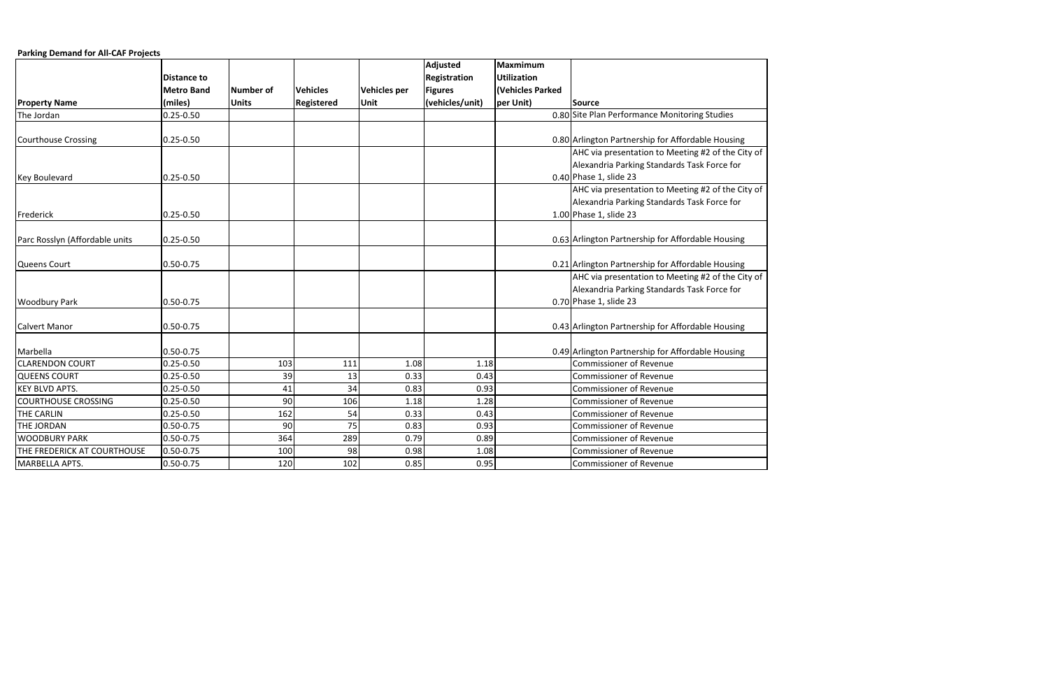**Parking Demand for All-CAF Projects**

| Property Name | Distance to Metro Band (miles) | Number of Units | Vehicles Registered | Vehicles per Unit | Adjusted Registration Figures (vehicles/unit) | Maxmimum Utilization (Vehicles Parked per Unit) | Source |
|---|---|---|---|---|---|---|---|
| The Jordan | 0.25-0.50 | | | | | 0.80 | Site Plan Performance Monitoring Studies |
| Courthouse Crossing | 0.25-0.50 | | | | | 0.80 | Arlington Partnership for Affordable Housing |
| Key Boulevard | 0.25-0.50 | | | | | 0.40 | AHC via presentation to Meeting #2 of the City of Alexandria Parking Standards Task Force for Phase 1, slide 23 |
| Frederick | 0.25-0.50 | | | | | 1.00 | AHC via presentation to Meeting #2 of the City of Alexandria Parking Standards Task Force for Phase 1, slide 23 |
| Parc Rosslyn (Affordable units | 0.25-0.50 | | | | | 0.63 | Arlington Partnership for Affordable Housing |
| Queens Court | 0.50-0.75 | | | | | 0.21 | Arlington Partnership for Affordable Housing |
| Woodbury Park | 0.50-0.75 | | | | | 0.70 | AHC via presentation to Meeting #2 of the City of Alexandria Parking Standards Task Force for Phase 1, slide 23 |
| Calvert Manor | 0.50-0.75 | | | | | 0.43 | Arlington Partnership for Affordable Housing |
| Marbella | 0.50-0.75 | | | | | 0.49 | Arlington Partnership for Affordable Housing |
| CLARENDON COURT | 0.25-0.50 | 103 | 111 | 1.08 | 1.18 | | Commissioner of Revenue |
| QUEENS COURT | 0.25-0.50 | 39 | 13 | 0.33 | 0.43 | | Commissioner of Revenue |
| KEY BLVD APTS. | 0.25-0.50 | 41 | 34 | 0.83 | 0.93 | | Commissioner of Revenue |
| COURTHOUSE CROSSING | 0.25-0.50 | 90 | 106 | 1.18 | 1.28 | | Commissioner of Revenue |
| THE CARLIN | 0.25-0.50 | 162 | 54 | 0.33 | 0.43 | | Commissioner of Revenue |
| THE JORDAN | 0.50-0.75 | 90 | 75 | 0.83 | 0.93 | | Commissioner of Revenue |
| WOODBURY PARK | 0.50-0.75 | 364 | 289 | 0.79 | 0.89 | | Commissioner of Revenue |
| THE FREDERICK AT COURTHOUSE | 0.50-0.75 | 100 | 98 | 0.98 | 1.08 | | Commissioner of Revenue |
| MARBELLA APTS. | 0.50-0.75 | 120 | 102 | 0.85 | 0.95 | | Commissioner of Revenue |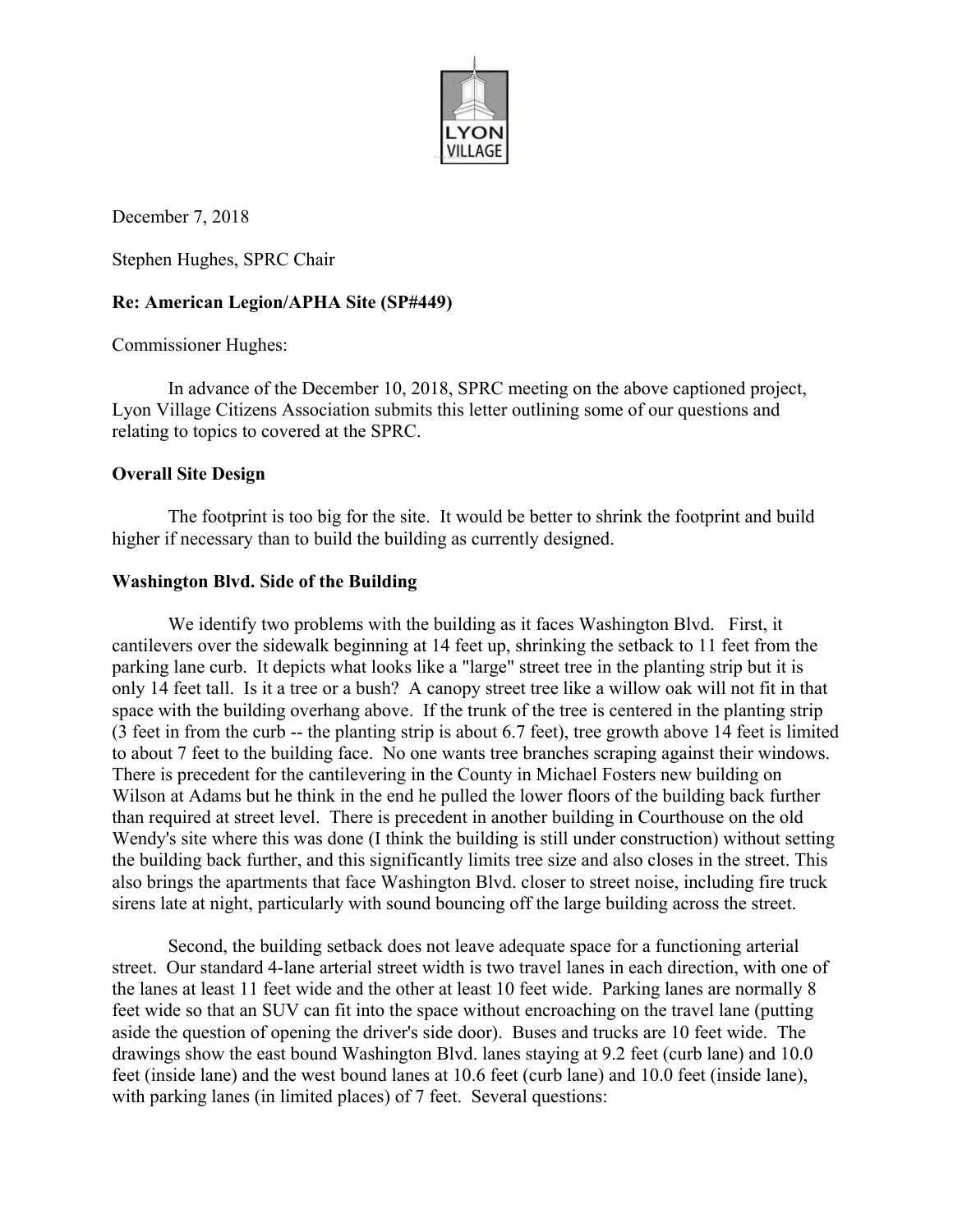LYON VILLAGE

December 7, 2018

Stephen Hughes, SPRC Chair

**Re: American Legion/APHA Site (SP#449)**

Commissioner Hughes:

In advance of the December 10, 2018, SPRC meeting on the above captioned project, Lyon Village Citizens Association submits this letter outlining some of our questions and relating to topics to covered at the SPRC.

**Overall Site Design**

The footprint is too big for the site. It would be better to shrink the footprint and build higher if necessary than to build the building as currently designed.

**Washington Blvd. Side of the Building**

We identify two problems with the building as it faces Washington Blvd. First, it cantilevers over the sidewalk beginning at 14 feet up, shrinking the setback to 11 feet from the parking lane curb. It depicts what looks like a "large" street tree in the planting strip but it is only 14 feet tall. Is it a tree or a bush? A canopy street tree like a willow oak will not fit in that space with the building overhang above. If the trunk of the tree is centered in the planting strip (3 feet in from the curb -- the planting strip is about 6.7 feet), tree growth above 14 feet is limited to about 7 feet to the building face. No one wants tree branches scraping against their windows. There is precedent for the cantilevering in the County in Michael Fosters new building on Wilson at Adams but he think in the end he pulled the lower floors of the building back further than required at street level. There is precedent in another building in Courthouse on the old Wendy's site where this was done (I think the building is still under construction) without setting the building back further, and this significantly limits tree size and also closes in the street. This also brings the apartments that face Washington Blvd. closer to street noise, including fire truck sirens late at night, particularly with sound bouncing off the large building across the street.

Second, the building setback does not leave adequate space for a functioning arterial street. Our standard 4-lane arterial street width is two travel lanes in each direction, with one of the lanes at least 11 feet wide and the other at least 10 feet wide. Parking lanes are normally 8 feet wide so that an SUV can fit into the space without encroaching on the travel lane (putting aside the question of opening the driver's side door). Buses and trucks are 10 feet wide. The drawings show the east bound Washington Blvd. lanes staying at 9.2 feet (curb lane) and 10.0 feet (inside lane) and the west bound lanes at 10.6 feet (curb lane) and 10.0 feet (inside lane), with parking lanes (in limited places) of 7 feet. Several questions: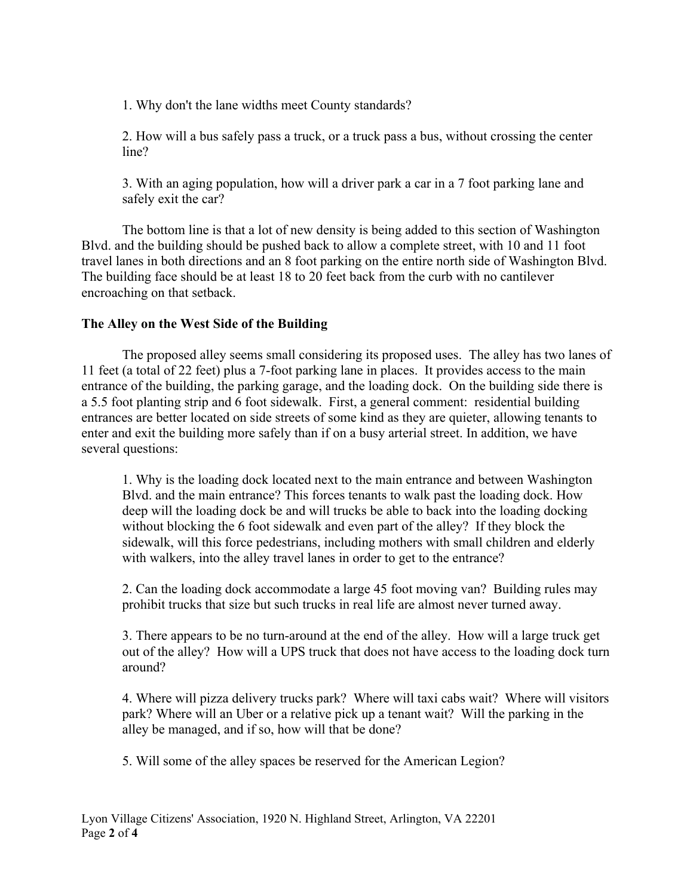1. Why don't the lane widths meet County standards?

2. How will a bus safely pass a truck, or a truck pass a bus, without crossing the center line?

3. With an aging population, how will a driver park a car in a 7 foot parking lane and safely exit the car?

The bottom line is that a lot of new density is being added to this section of Washington Blvd. and the building should be pushed back to allow a complete street, with 10 and 11 foot travel lanes in both directions and an 8 foot parking on the entire north side of Washington Blvd. The building face should be at least 18 to 20 feet back from the curb with no cantilever encroaching on that setback.

**The Alley on the West Side of the Building**

The proposed alley seems small considering its proposed uses. The alley has two lanes of 11 feet (a total of 22 feet) plus a 7-foot parking lane in places. It provides access to the main entrance of the building, the parking garage, and the loading dock. On the building side there is a 5.5 foot planting strip and 6 foot sidewalk. First, a general comment: residential building entrances are better located on side streets of some kind as they are quieter, allowing tenants to enter and exit the building more safely than if on a busy arterial street. In addition, we have several questions:

1. Why is the loading dock located next to the main entrance and between Washington Blvd. and the main entrance? This forces tenants to walk past the loading dock. How deep will the loading dock be and will trucks be able to back into the loading docking without blocking the 6 foot sidewalk and even part of the alley? If they block the sidewalk, will this force pedestrians, including mothers with small children and elderly with walkers, into the alley travel lanes in order to get to the entrance?

2. Can the loading dock accommodate a large 45 foot moving van? Building rules may prohibit trucks that size but such trucks in real life are almost never turned away.

3. There appears to be no turn-around at the end of the alley. How will a large truck get out of the alley? How will a UPS truck that does not have access to the loading dock turn around?

4. Where will pizza delivery trucks park? Where will taxi cabs wait? Where will visitors park? Where will an Uber or a relative pick up a tenant wait? Will the parking in the alley be managed, and if so, how will that be done?

5. Will some of the alley spaces be reserved for the American Legion?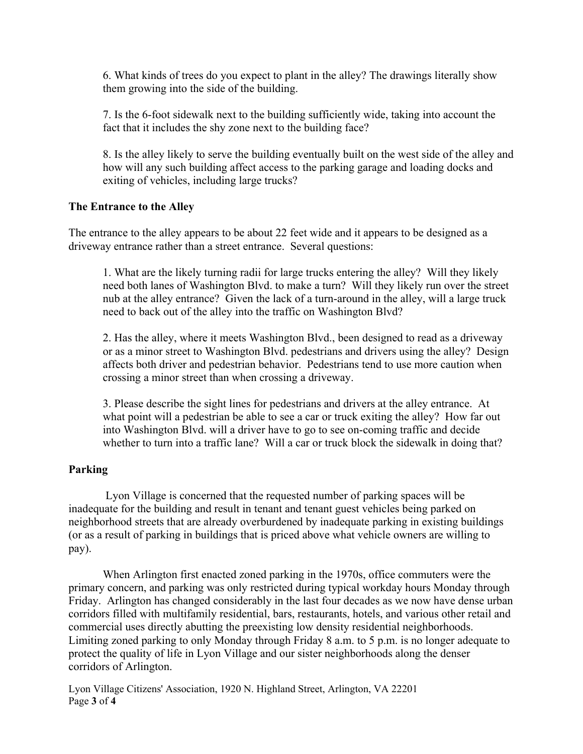6. What kinds of trees do you expect to plant in the alley? The drawings literally show them growing into the side of the building.

7. Is the 6-foot sidewalk next to the building sufficiently wide, taking into account the fact that it includes the shy zone next to the building face?

8. Is the alley likely to serve the building eventually built on the west side of the alley and how will any such building affect access to the parking garage and loading docks and exiting of vehicles, including large trucks?

**The Entrance to the Alley**

The entrance to the alley appears to be about 22 feet wide and it appears to be designed as a driveway entrance rather than a street entrance. Several questions:

1. What are the likely turning radii for large trucks entering the alley? Will they likely need both lanes of Washington Blvd. to make a turn? Will they likely run over the street nub at the alley entrance? Given the lack of a turn-around in the alley, will a large truck need to back out of the alley into the traffic on Washington Blvd?

2. Has the alley, where it meets Washington Blvd., been designed to read as a driveway or as a minor street to Washington Blvd. pedestrians and drivers using the alley? Design affects both driver and pedestrian behavior. Pedestrians tend to use more caution when crossing a minor street than when crossing a driveway.

3. Please describe the sight lines for pedestrians and drivers at the alley entrance. At what point will a pedestrian be able to see a car or truck exiting the alley? How far out into Washington Blvd. will a driver have to go to see on-coming traffic and decide whether to turn into a traffic lane? Will a car or truck block the sidewalk in doing that?

**Parking**

Lyon Village is concerned that the requested number of parking spaces will be inadequate for the building and result in tenant and tenant guest vehicles being parked on neighborhood streets that are already overburdened by inadequate parking in existing buildings (or as a result of parking in buildings that is priced above what vehicle owners are willing to pay).

When Arlington first enacted zoned parking in the 1970s, office commuters were the primary concern, and parking was only restricted during typical workday hours Monday through Friday. Arlington has changed considerably in the last four decades as we now have dense urban corridors filled with multifamily residential, bars, restaurants, hotels, and various other retail and commercial uses directly abutting the preexisting low density residential neighborhoods. Limiting zoned parking to only Monday through Friday 8 a.m. to 5 p.m. is no longer adequate to protect the quality of life in Lyon Village and our sister neighborhoods along the denser corridors of Arlington.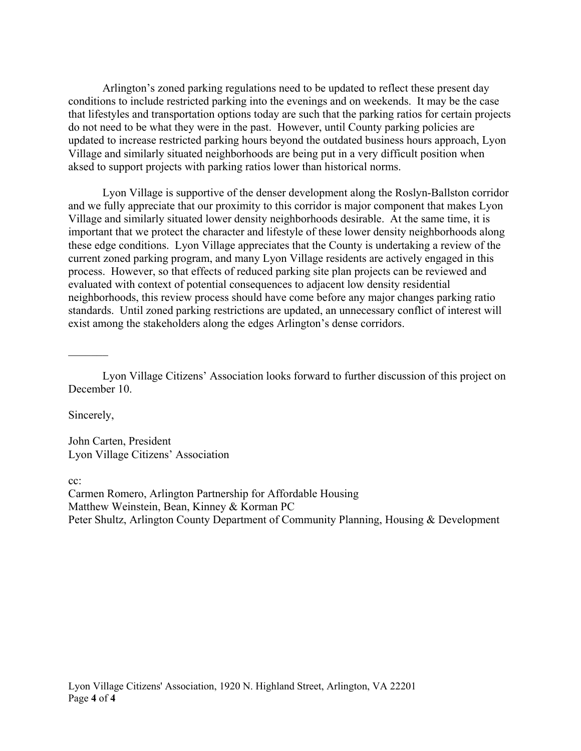Arlington's zoned parking regulations need to be updated to reflect these present day conditions to include restricted parking into the evenings and on weekends. It may be the case that lifestyles and transportation options today are such that the parking ratios for certain projects do not need to be what they were in the past. However, until County parking policies are updated to increase restricted parking hours beyond the outdated business hours approach, Lyon Village and similarly situated neighborhoods are being put in a very difficult position when aksed to support projects with parking ratios lower than historical norms.

Lyon Village is supportive of the denser development along the Roslyn-Ballston corridor and we fully appreciate that our proximity to this corridor is major component that makes Lyon Village and similarly situated lower density neighborhoods desirable. At the same time, it is important that we protect the character and lifestyle of these lower density neighborhoods along these edge conditions. Lyon Village appreciates that the County is undertaking a review of the current zoned parking program, and many Lyon Village residents are actively engaged in this process. However, so that effects of reduced parking site plan projects can be reviewed and evaluated with context of potential consequences to adjacent low density residential neighborhoods, this review process should have come before any major changes parking ratio standards. Until zoned parking restrictions are updated, an unnecessary conflict of interest will exist among the stakeholders along the edges Arlington's dense corridors.

\_\_\_\_\_\_\_

Lyon Village Citizens' Association looks forward to further discussion of this project on December 10.

Sincerely,

John Carten, President
Lyon Village Citizens' Association

cc:
Carmen Romero, Arlington Partnership for Affordable Housing
Matthew Weinstein, Bean, Kinney & Korman PC
Peter Shultz, Arlington County Department of Community Planning, Housing & Development

Lyon Village Citizens' Association, 1920 N. Highland Street, Arlington, VA 22201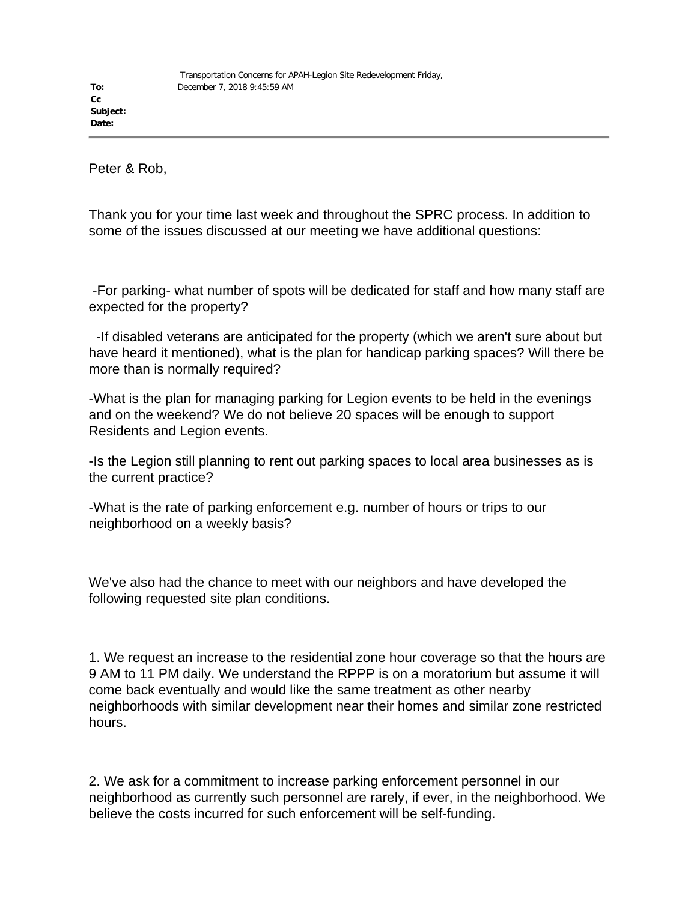**To:** Transportation Concerns for APAH-Legion Site Redevelopment Friday,
**Cc** December 7, 2018 9:45:59 AM
**Subject:**
**Date:**

---

Peter & Rob,

Thank you for your time last week and throughout the SPRC process. In addition to some of the issues discussed at our meeting we have additional questions:

-For parking- what number of spots will be dedicated for staff and how many staff are expected for the property?

-If disabled veterans are anticipated for the property (which we aren't sure about but have heard it mentioned), what is the plan for handicap parking spaces? Will there be more than is normally required?

-What is the plan for managing parking for Legion events to be held in the evenings and on the weekend? We do not believe 20 spaces will be enough to support Residents and Legion events.

-Is the Legion still planning to rent out parking spaces to local area businesses as is the current practice?

-What is the rate of parking enforcement e.g. number of hours or trips to our neighborhood on a weekly basis?

We've also had the chance to meet with our neighbors and have developed the following requested site plan conditions.

1. We request an increase to the residential zone hour coverage so that the hours are 9 AM to 11 PM daily. We understand the RPPP is on a moratorium but assume it will come back eventually and would like the same treatment as other nearby neighborhoods with similar development near their homes and similar zone restricted hours.

2. We ask for a commitment to increase parking enforcement personnel in our neighborhood as currently such personnel are rarely, if ever, in the neighborhood. We believe the costs incurred for such enforcement will be self-funding.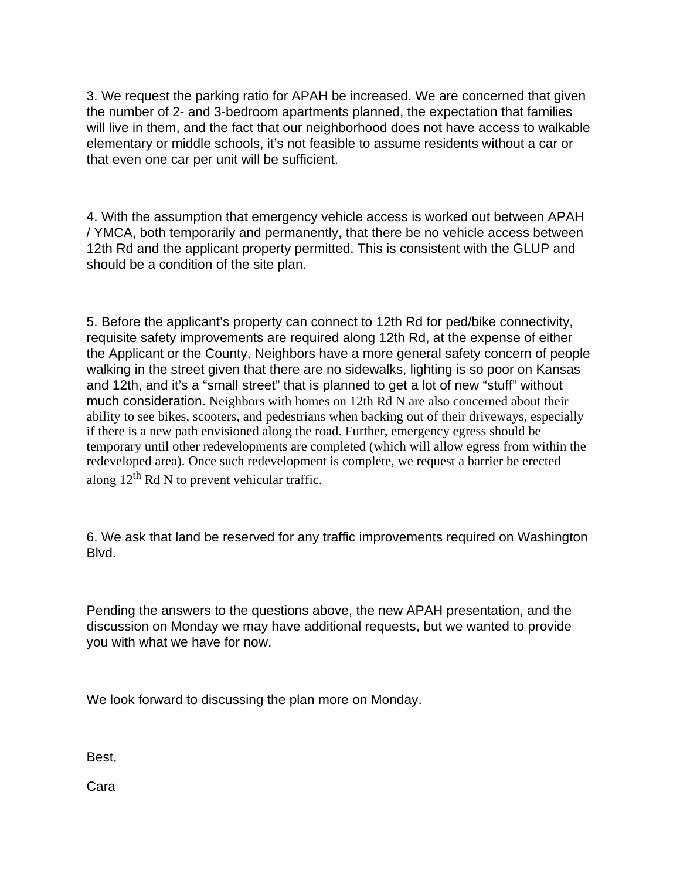3. We request the parking ratio for APAH be increased. We are concerned that given the number of 2- and 3-bedroom apartments planned, the expectation that families will live in them, and the fact that our neighborhood does not have access to walkable elementary or middle schools, it's not feasible to assume residents without a car or that even one car per unit will be sufficient.

4. With the assumption that emergency vehicle access is worked out between APAH / YMCA, both temporarily and permanently, that there be no vehicle access between 12th Rd and the applicant property permitted. This is consistent with the GLUP and should be a condition of the site plan.

5. Before the applicant's property can connect to 12th Rd for ped/bike connectivity, requisite safety improvements are required along 12th Rd, at the expense of either the Applicant or the County. Neighbors have a more general safety concern of people walking in the street given that there are no sidewalks, lighting is so poor on Kansas and 12th, and it's a "small street" that is planned to get a lot of new "stuff" without much consideration. Neighbors with homes on 12th Rd N are also concerned about their ability to see bikes, scooters, and pedestrians when backing out of their driveways, especially if there is a new path envisioned along the road. Further, emergency egress should be temporary until other redevelopments are completed (which will allow egress from within the redeveloped area). Once such redevelopment is complete, we request a barrier be erected along 12th Rd N to prevent vehicular traffic.

6. We ask that land be reserved for any traffic improvements required on Washington Blvd.

Pending the answers to the questions above, the new APAH presentation, and the discussion on Monday we may have additional requests, but we wanted to provide you with what we have for now.

We look forward to discussing the plan more on Monday.

Best,

Cara